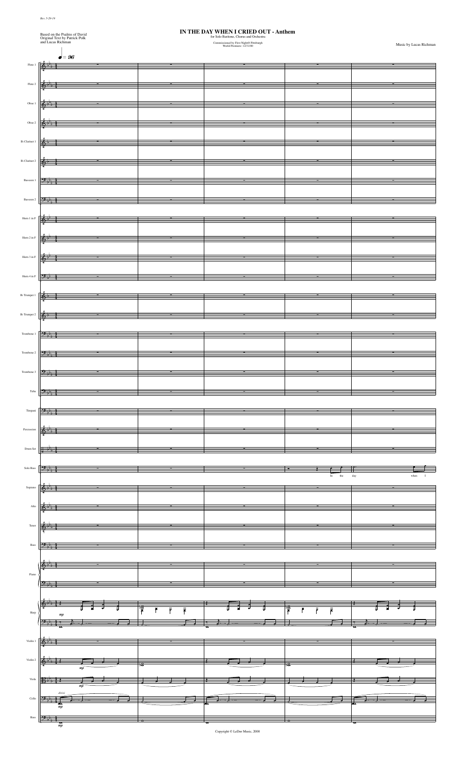Rev. 5-29-19

Based on the Psalms of David
Original Text by Patrick Polk
and Lucas Richman

# IN THE DAY WHEN I CRIED OUT - Anthem

for Solo Baritone, Chorus and Orchestra

Commissioned by First Night® Pittsburgh
World Premiere: 12/31/00

Music by Lucas Richman

♩ = 96

Flute 1, Flute 2, Oboe 1, Oboe 2, B♭ Clarinet 1, B♭ Clarinet 2, Bassoon 1, Bassoon 2, Horn 1 in F, Horn 2 in F, Horn 3 in F, Horn 4 in F, B♭ Trumpet 1, B♭ Trumpet 2, Trombone 1, Trombone 2, Trombone 3, Tuba, Timpani, Percussion, Drum Set, Solo Bass, Soprano, Alto, Tenor, Bass, Piano, Harp, Violin 1, Violin 2, Viola, Cello, Bass

Solo Bass: In the day when I

mp

divisi

Copyright © LeDor Music, 2000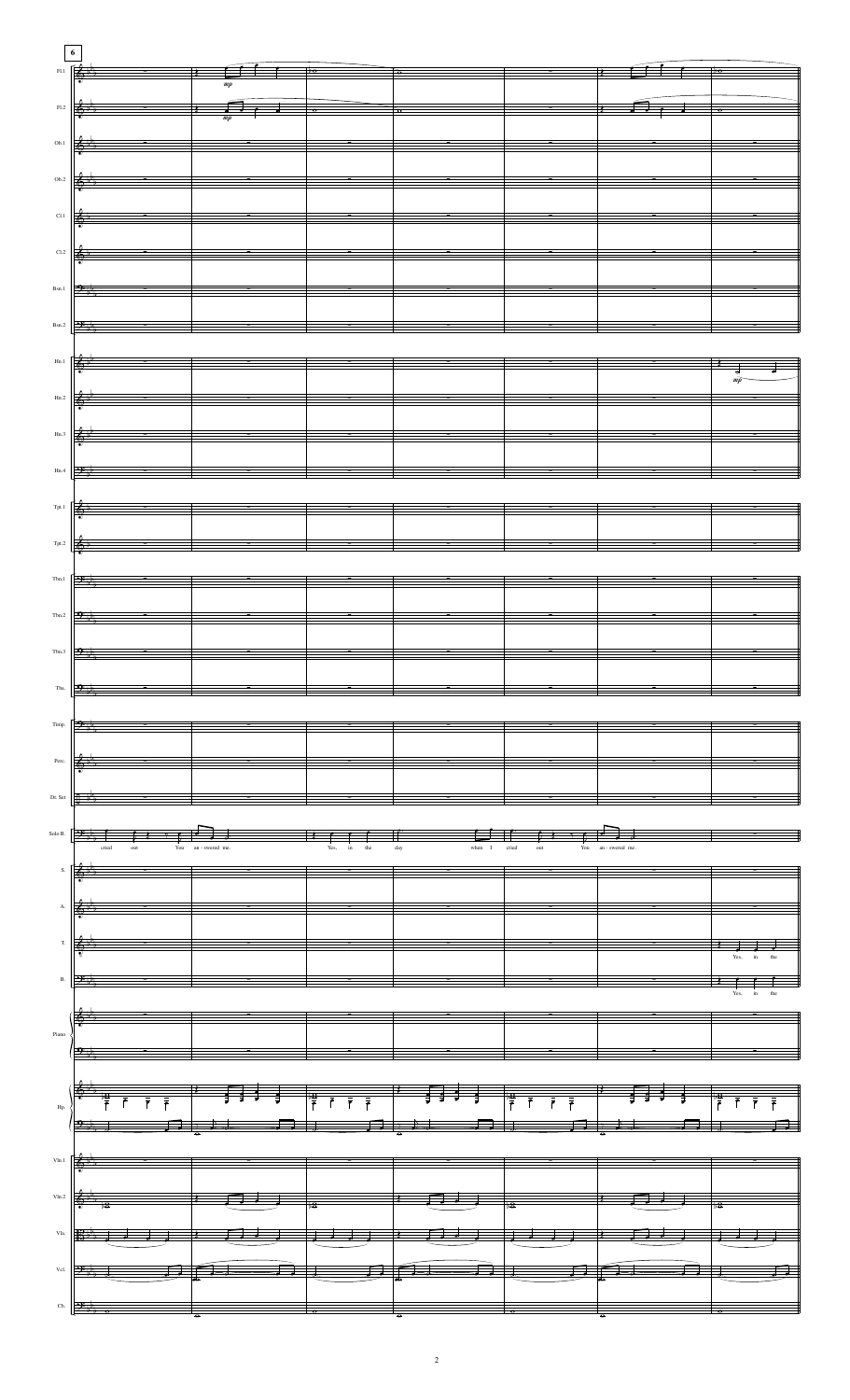**6**

Fl.1 — *mp*
Fl.2 — *mp*
Ob.1
Ob.2
Cl.1
Cl.2
Bsn.1
Bsn.2
Hn.1 — *mp*
Hn.2
Hn.3
Hn.4
Tpt.1
Tpt.2
Tbn.1
Tbn.2
Tbn.3
Tba.
Timp.
Perc.
Dr. Set

Solo B.: cried out You an - swered me. Yes, in the day when I cried out You an - swered me.

S.
A.
T.: Yes, in the
B.: Yes, in the

Piano
Hp.
Vln.1
Vln.2
Vla.
Vcl.
Cb.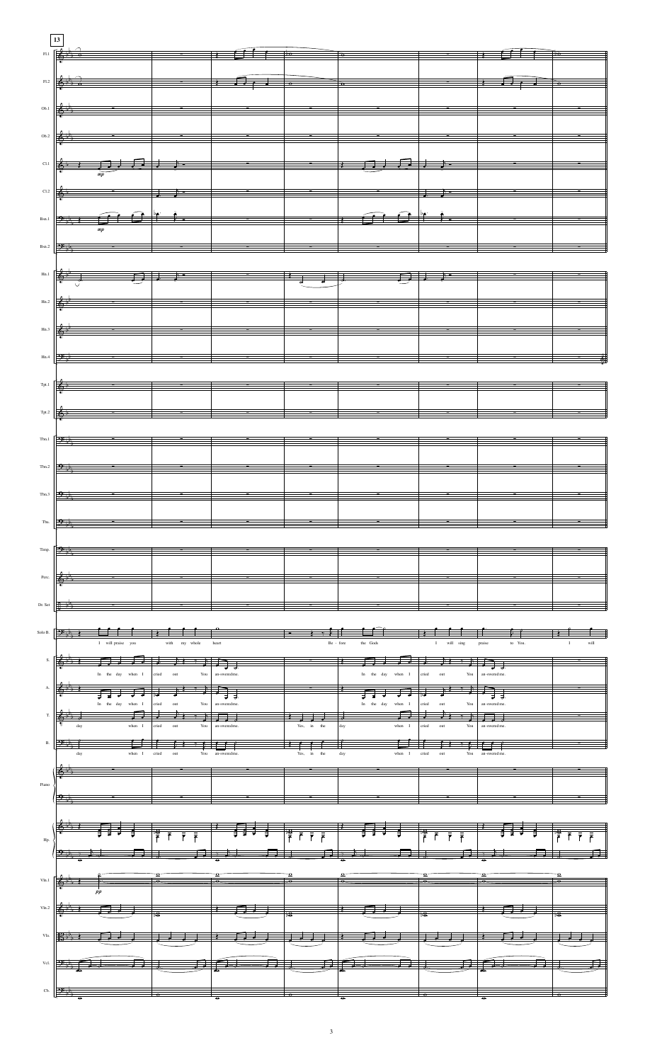13

Fl.1

Fl.2

Ob.1

Ob.2

Cl.1

Cl.2

Bsn.1

Bsn.2

Hn.1

Hn.2

Hn.3

Hn.4

Tpt.1

Tpt.2

Tbn.1

Tbn.2

Tbn.3

Tba.

Timp.

Perc.

Dr. Set

Solo B. I will praise you with my whole heart Be - fore the Gods I will sing praise to You. I will

S. In the day when I cried out You an-swered me. In the day when I cried out You an-swered me.

A. In the day when I cried out You an-swered me. In the day when I cried out You an-swered me.

T. day when I cried out You an-swered me. Yes, in the day when I cried out You an-swered me.

B. day when I cried out You an-swered me. Yes, in the day when I cried out You an-swered me.

Piano

Hp.

Vln.1

Vln.2

Vla.

Vcl.

Cb.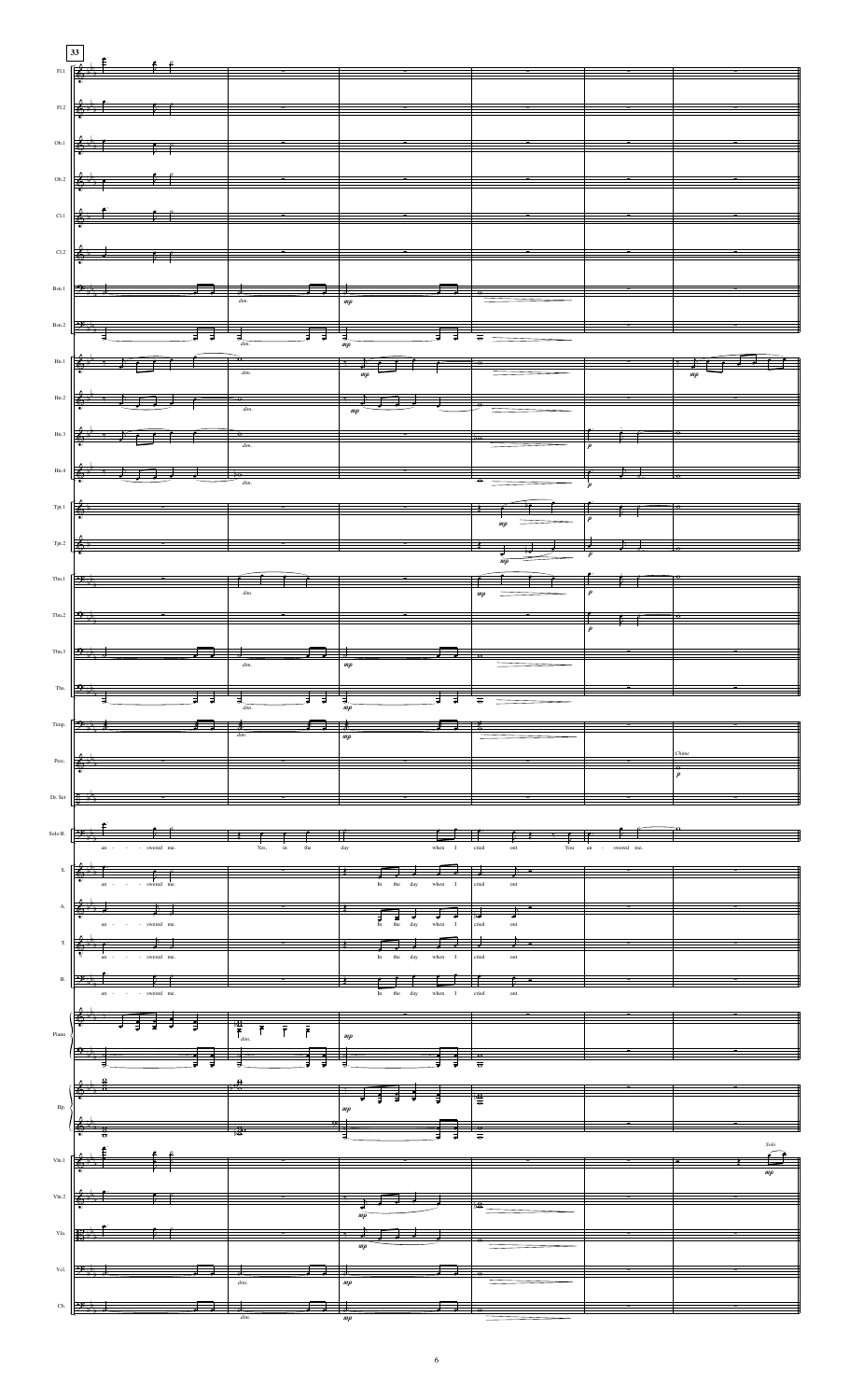**33**

Fl.1
Fl.2
Ob.1
Ob.2
Cl.1
Cl.2
Bsn.1 — *dim.* — *mp*
Bsn.2 — *dim.* — *mp*
Hn.1 — *dim.* — *mp* — *mp*
Hn.2 — *dim.* — *mp*
Hn.3 — *dim.* — *p*
Hn.4 — *dim.* — *p*
Tpt.1 — *mp* — *p*
Tpt.2 — *mp* — *p*
Tbn.1 — *dim.* — *mp* — *p*
Tbn.2 — *p*
Tbn.3 — *dim.* — *mp*
Tba. — *dim.* — *mp*
Timp. — *dim.* — *mp*
Perc. — *Chime* — *p*
Dr. Set

Solo B.: an - - - swered me. Yes, in the day when I cried out You an - swered me.

S.: an - - - swered me. In the day when I cried out
A.: an - - - swered me. In the day when I cried out
T.: an - - - swered me. In the day when I cried out
B.: an - - - swered me. In the day when I cried out

Piano — *dim.* — *mp*
Hp. — *mp*

Vln.1 — *Solo* — *mp*
Vln.2 — *mp*
Vla. — *mp*
Vcl. — *dim.* — *mp*
Cb. — *dim.* — *mp*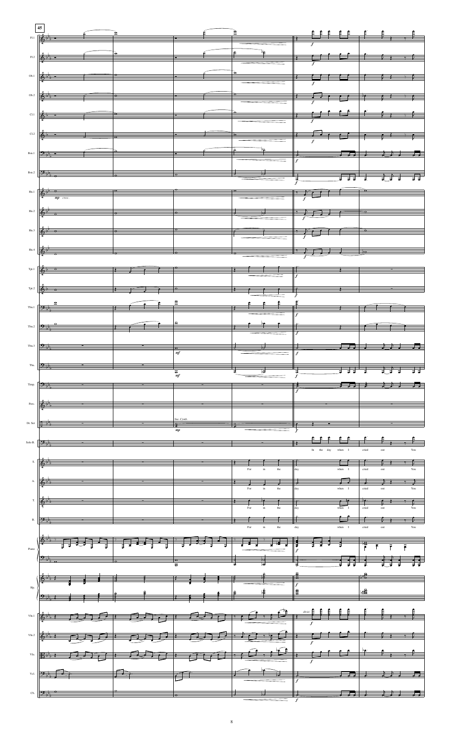45

Fl.1

Fl.2

Ob.1

Ob.2

Cl.1

Cl.2

Bsn.1

Bsn.2

Hn.1 *mp cresc.*

Hn.2

Hn.3

Hn.4

Tpt.1

Tpt.2

Tbn.1

Tbn.2

Tbn.3 *mf*

Tba. *mf*

Timp.

Perc.

Dr. Set *Sus. Cymb.* *mp*

Solo B. In the day when I cried out You

S. For in the day when I cried out You

A. For in the day when I cried out You

T. For in the day when I cried out You

B. For in the day when I cried out You

Piano

Hp.

Vln.1 *divisi*

Vln.2

Vla.

Vcl.

Cb.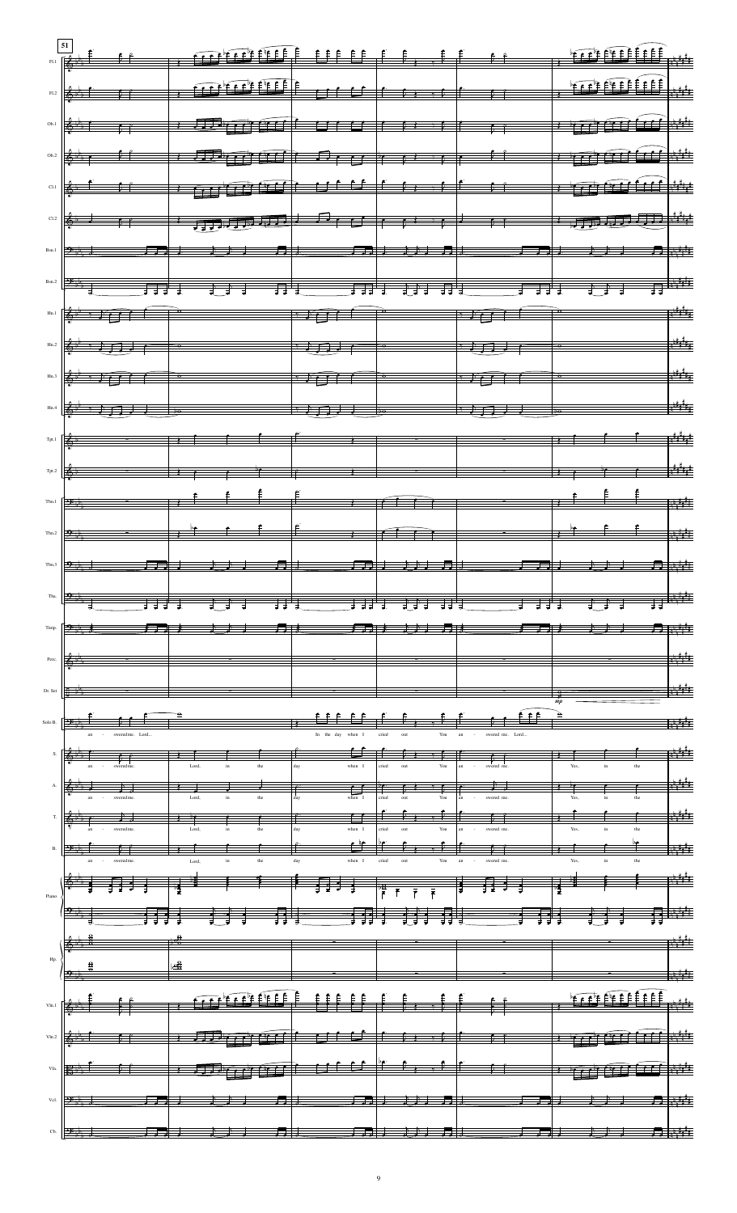51

Fl.1

Fl.2

Ob.1

Ob.2

Cl.1

Cl.2

Bsn.1

Bsn.2

Hn.1

Hn.2

Hn.3

Hn.4

Tpt.1

Tpt.2

Tbn.1

Tbn.2

Tbn.3

Tba.

Timp.

Perc.

Dr. Set

*mp*

Solo B. an - swered me. Lord. In the day when I cried out You an - swered me. Lord.

S. an - swered me. Lord, in the day when I cried out You an - swered me. Yes, in the

A. an - swered me. Lord, in the day when I cried out You an - swered me. Yes, in the

T. an - swered me. Lord, in the day when I cried out You an - swered me. Yes, in the

B. an - swered me. Lord, in the day when I cried out You an - swered me. Yes, in the

Piano

Hp.

Vln.1

Vln.2

Vla.

Vcl.

Cb.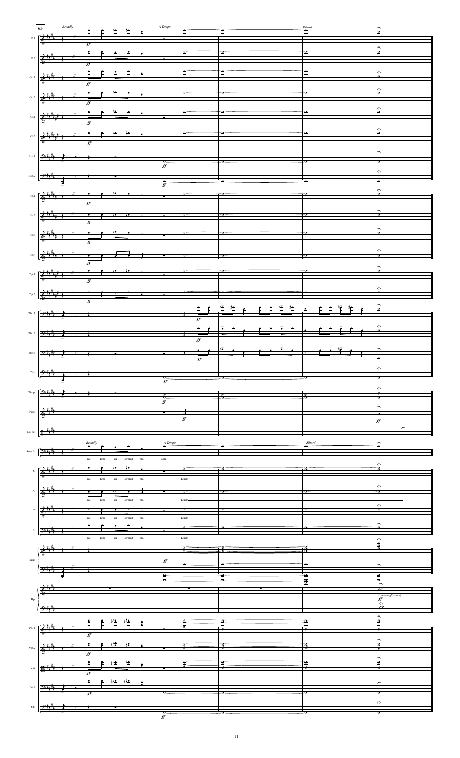63

*Broadly* — *A Tempo* — *Ritard.*

Fl.1, Fl.2, Ob.1, Ob.2, Cl.1, Cl.2, Bsn.1, Bsn.2, Hn.1, Hn.2, Hn.3, Hn.4, Tpt.1, Tpt.2, Tbn.1, Tbn.2, Tbn.3, Tba., Timp., Perc., Dr. Set

Solo B.: Yes, You an - swered me, Lord!

S.: Yes, You an - swered me, Lord!

A.: Yes, You an - swered me, Lord!

T.: Yes, You an - swered me, Lord!

B.: Yes, You an - swered me, Lord!

Piano

Hp. *(random glissandi)*

Vln.1, Vln.2, Vla., Vcl., Cb.

*ff*